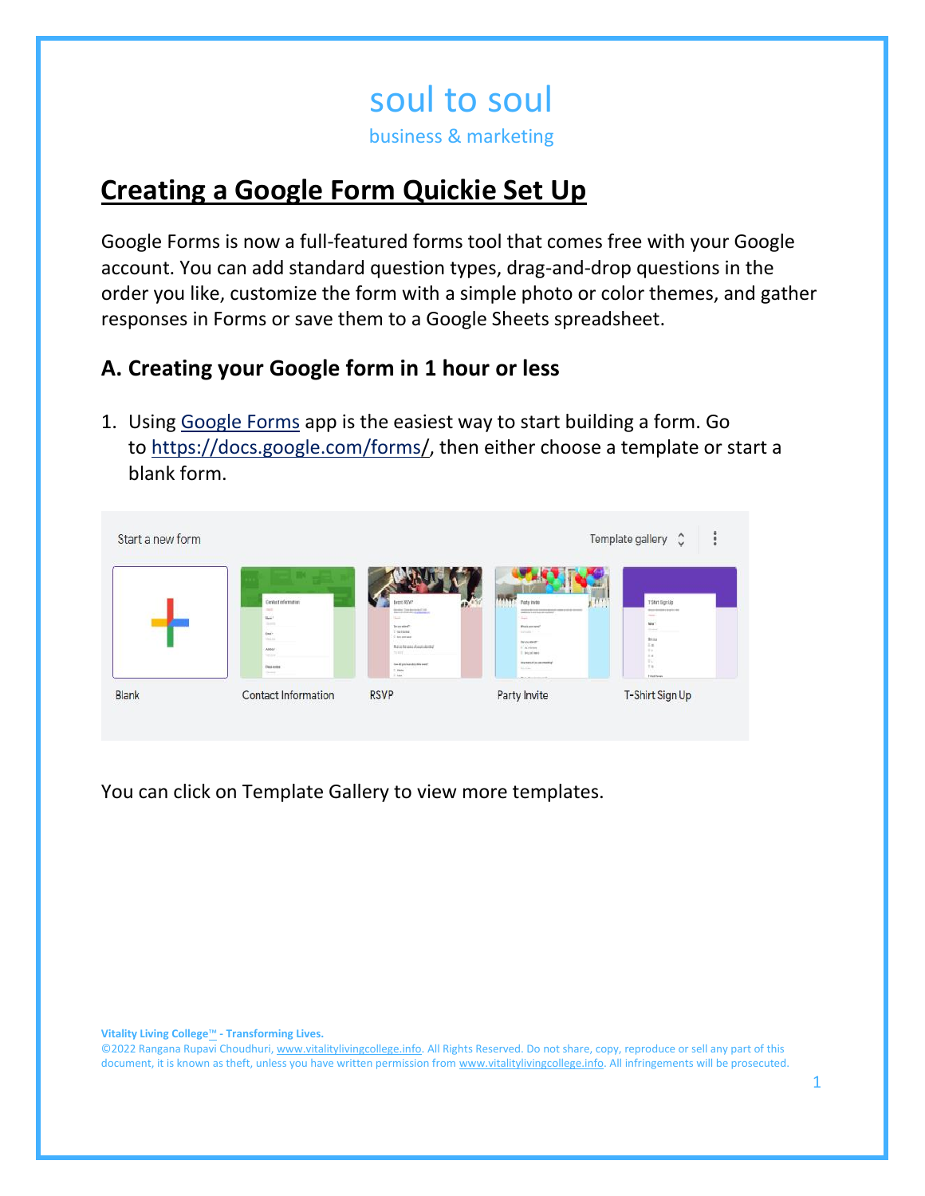soul to soul

business & marketing

# Creating a Google Form Quickie Set Up

Google Forms is now a full-featured forms tool that comes free with your Google account. You can add standard question types, drag-and-drop questions in the order you like, customize the form with a simple photo or color themes, and gather responses in Forms or save them to a Google Sheets spreadsheet.

## A. Creating your Google form in 1 hour or less

1. Using Google Forms app is the easiest way to start building a form. Go to https://docs.google.com/forms/, then either choose a template or start a blank form.

You can click on Template Gallery to view more templates.

**Vitality Living College™ - Transforming Lives.**
©2022 Rangana Rupavi Choudhuri, www.vitalitylivingcollege.info. All Rights Reserved. Do not share, copy, reproduce or sell any part of this document, it is known as theft, unless you have written permission from www.vitalitylivingcollege.info. All infringements will be prosecuted.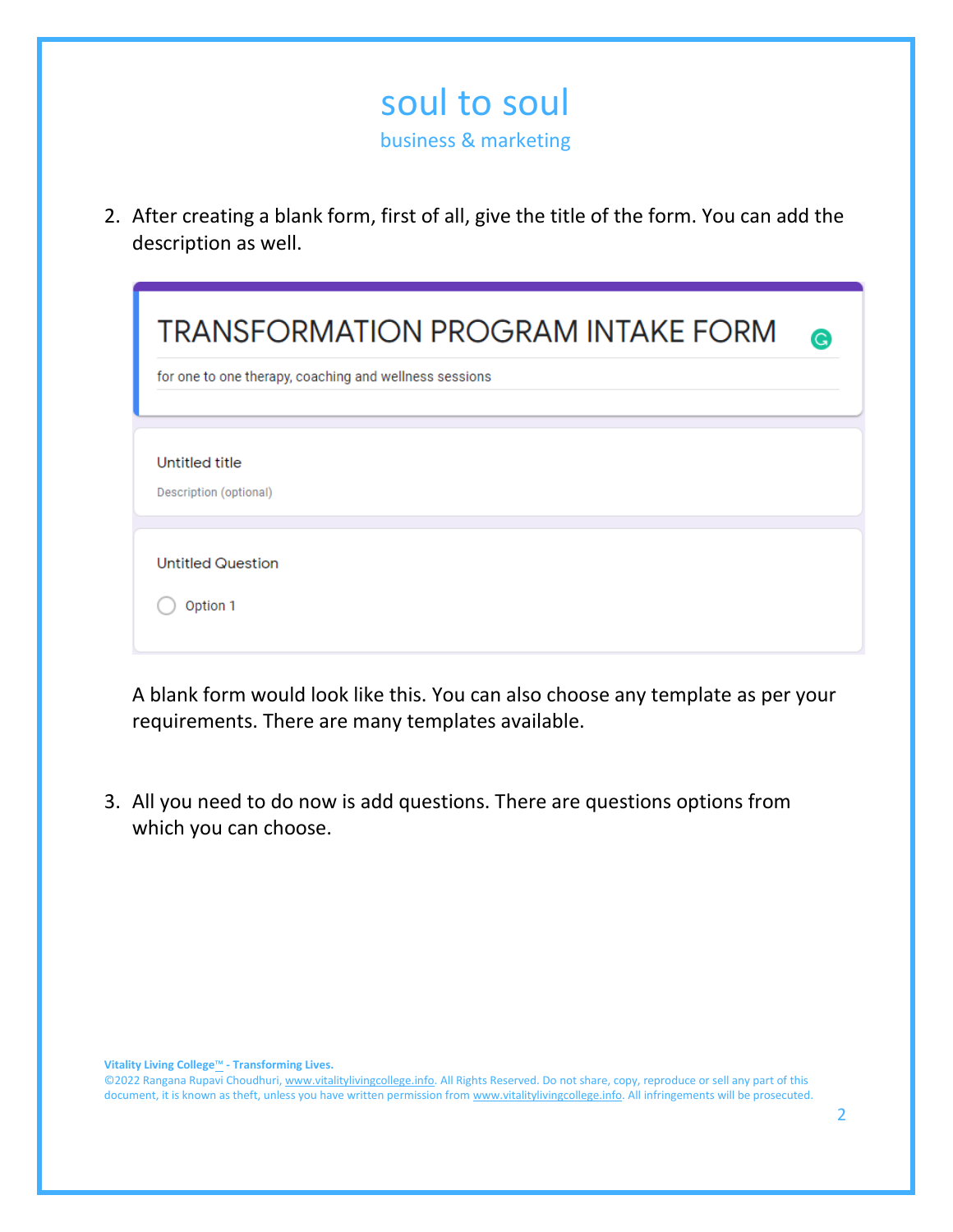2. After creating a blank form, first of all, give the title of the form. You can add the description as well.

TRANSFORMATION PROGRAM INTAKE FORM

for one to one therapy, coaching and wellness sessions

Untitled title

Description (optional)

Untitled Question

Option 1

A blank form would look like this. You can also choose any template as per your requirements. There are many templates available.

3. All you need to do now is add questions. There are questions options from which you can choose.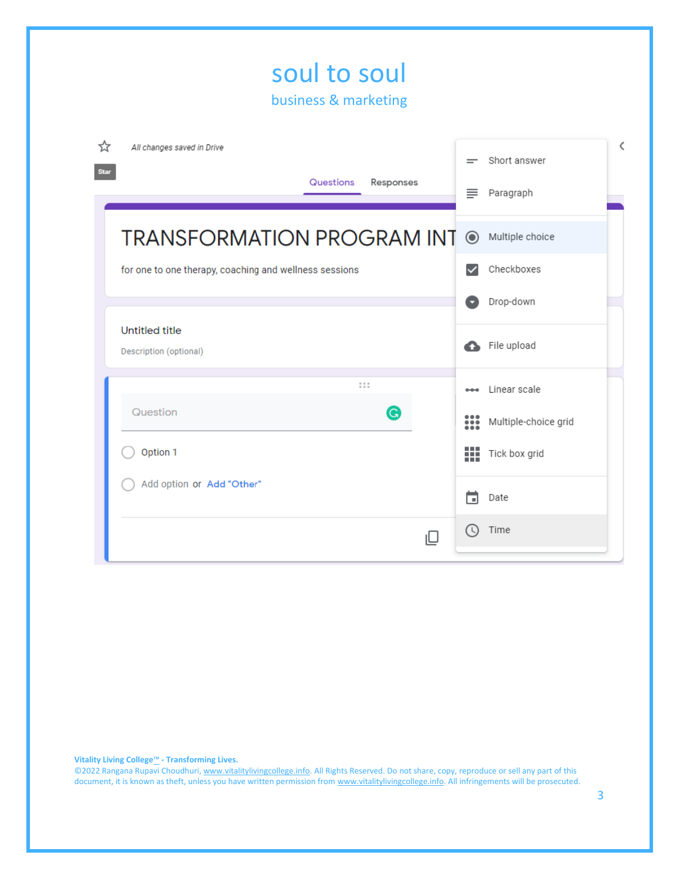All changes saved in Drive

Questions | Responses

# TRANSFORMATION PROGRAM INT

for one to one therapy, coaching and wellness sessions

Untitled title

Description (optional)

Question

Option 1

Add option or Add "Other"

- Short answer
- Paragraph
- Multiple choice
- Checkboxes
- Drop-down
- File upload
- Linear scale
- Multiple-choice grid
- Tick box grid
- Date
- Time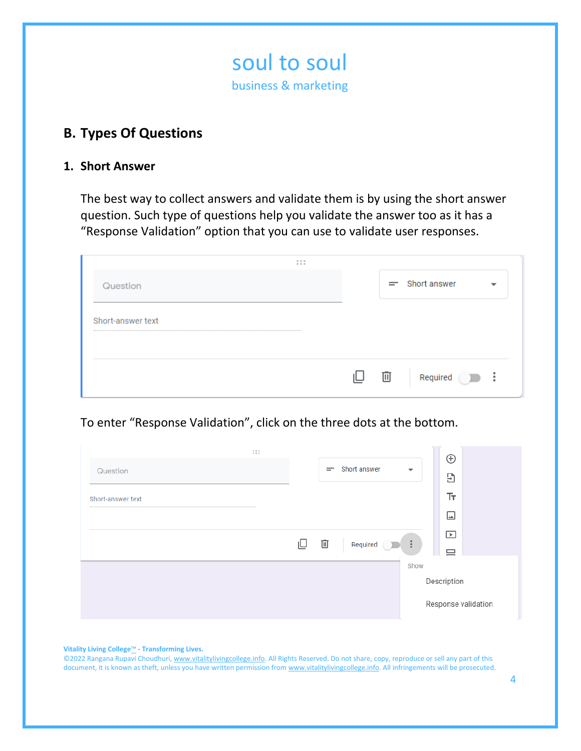## B. Types Of Questions

### 1. Short Answer

The best way to collect answers and validate them is by using the short answer question. Such type of questions help you validate the answer too as it has a "Response Validation" option that you can use to validate user responses.

To enter "Response Validation", click on the three dots at the bottom.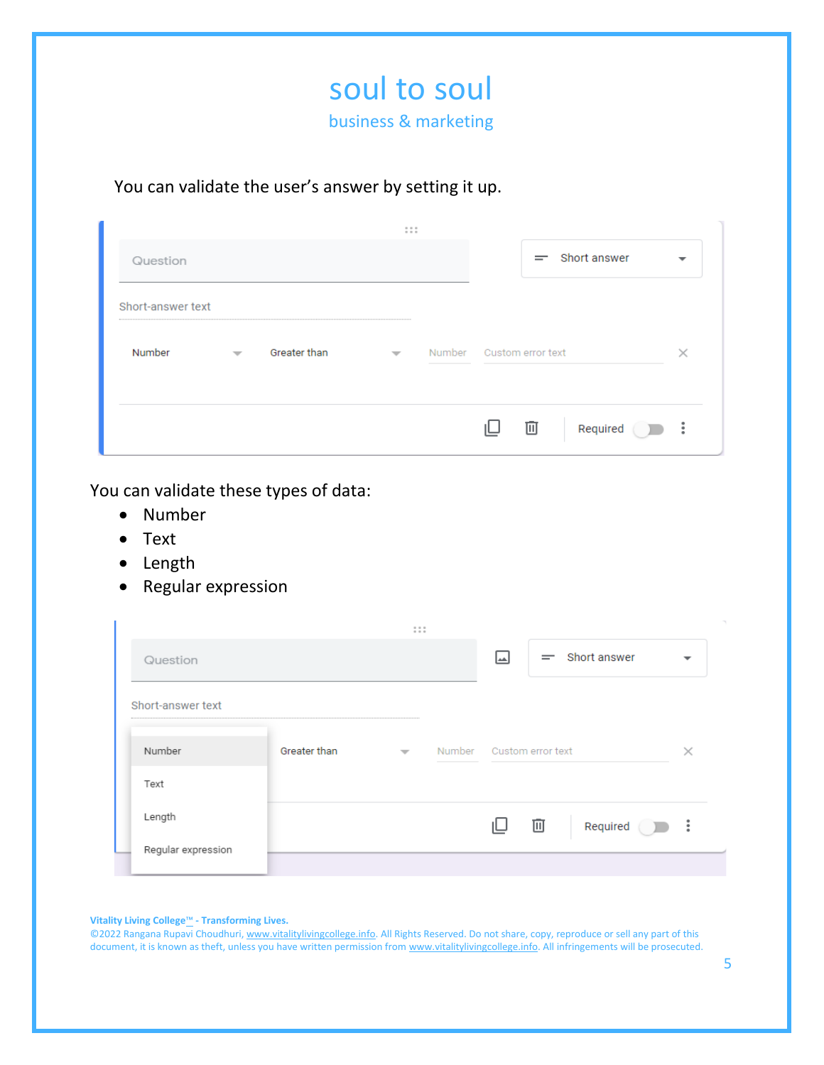You can validate the user's answer by setting it up.

You can validate these types of data:

- Number
- Text
- Length
- Regular expression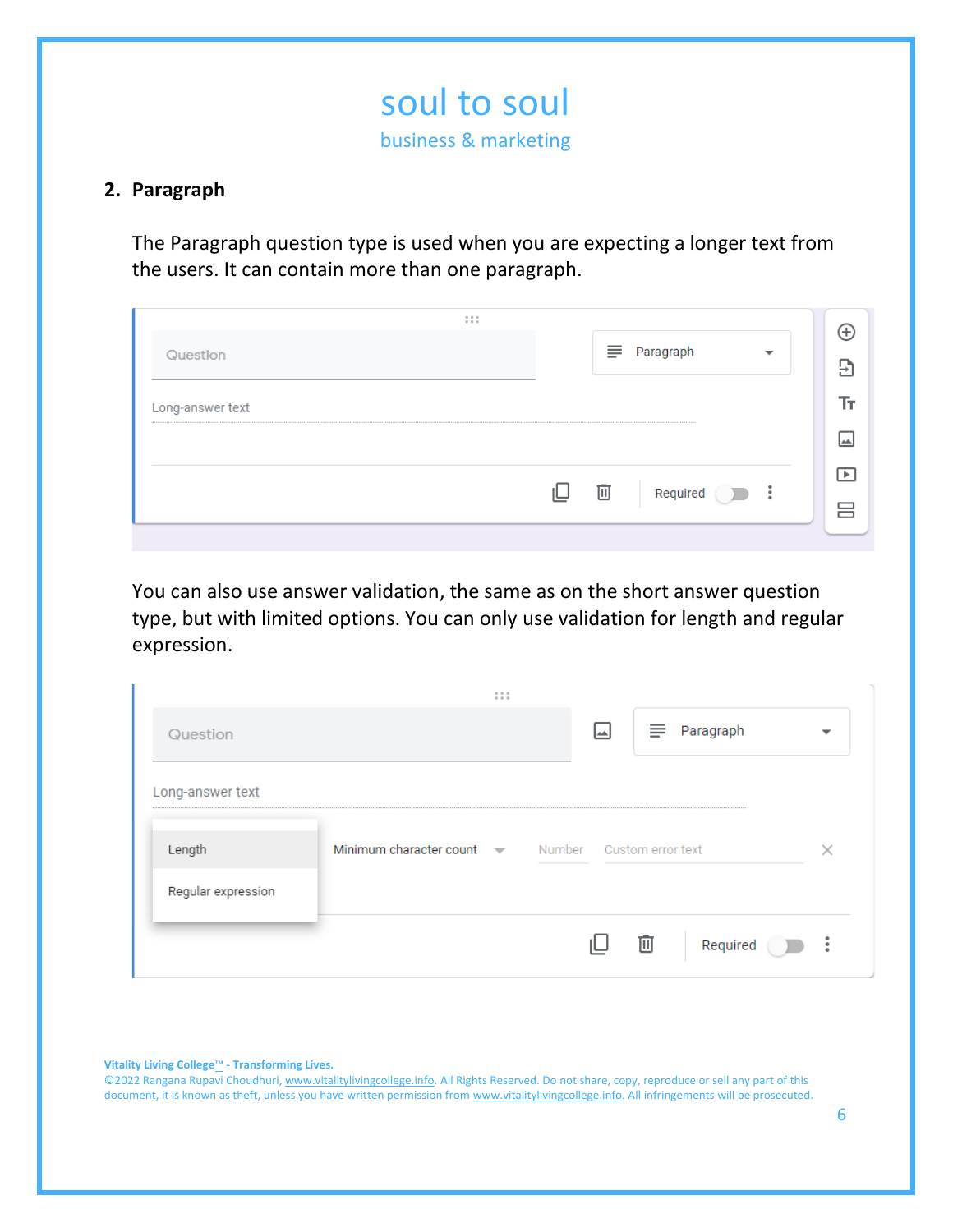## 2. Paragraph

The Paragraph question type is used when you are expecting a longer text from the users. It can contain more than one paragraph.

You can also use answer validation, the same as on the short answer question type, but with limited options. You can only use validation for length and regular expression.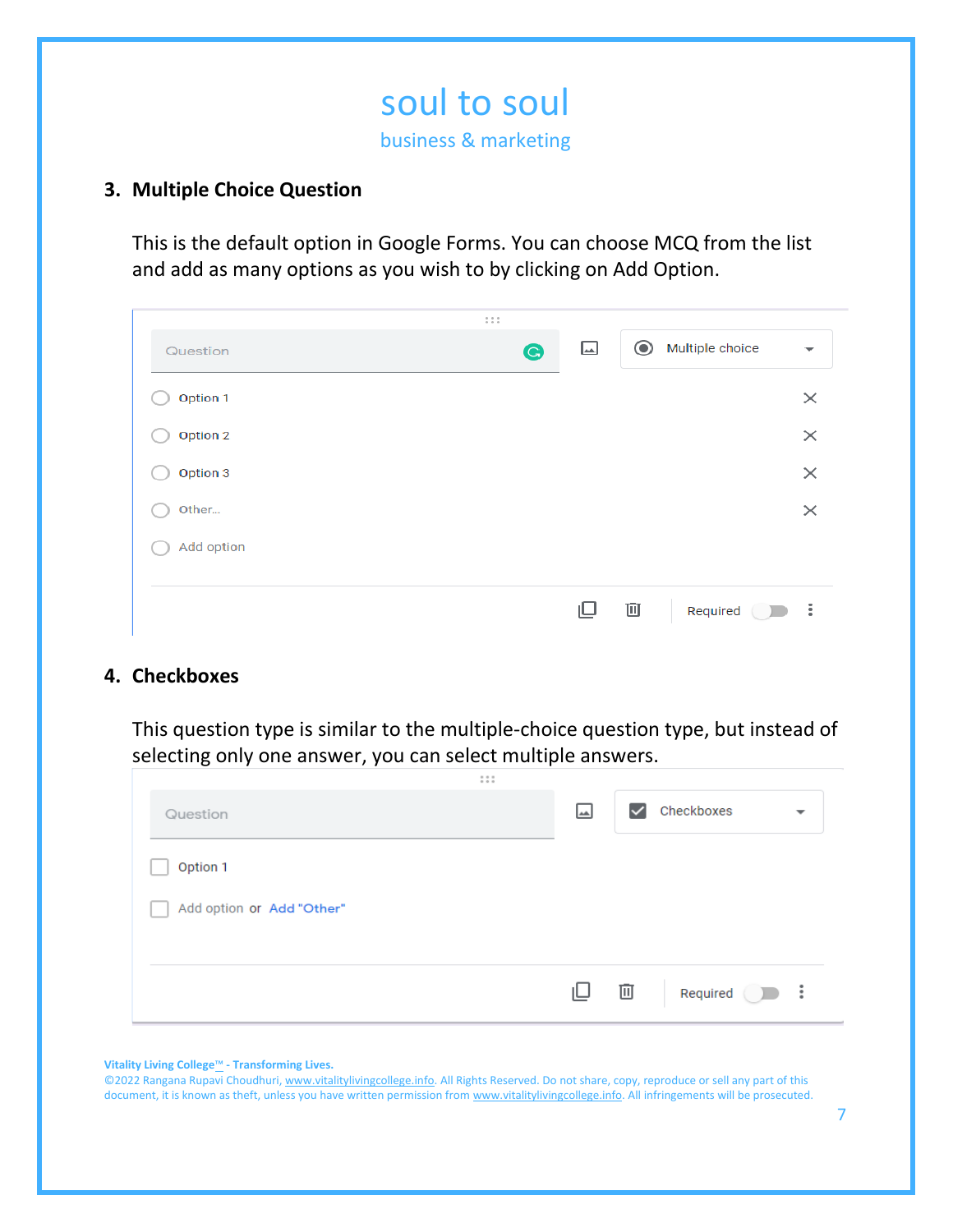### 3. Multiple Choice Question

This is the default option in Google Forms. You can choose MCQ from the list and add as many options as you wish to by clicking on Add Option.

### 4. Checkboxes

This question type is similar to the multiple-choice question type, but instead of selecting only one answer, you can select multiple answers.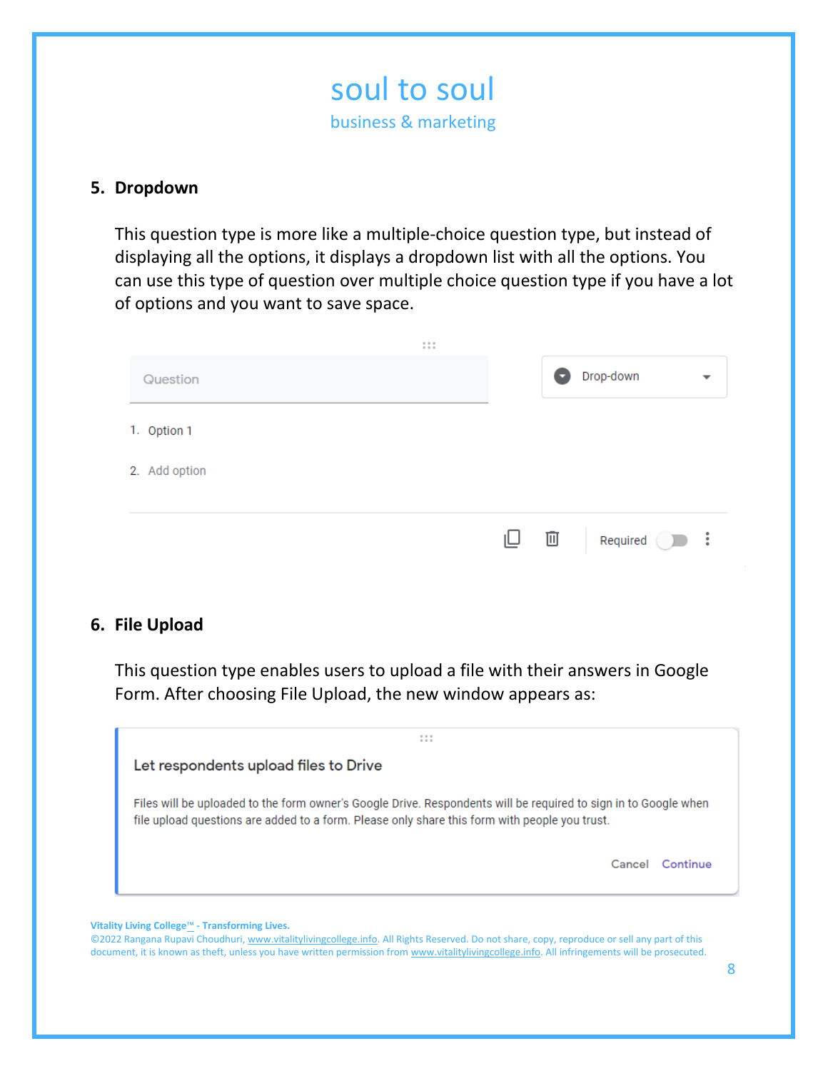## 5. Dropdown

This question type is more like a multiple-choice question type, but instead of displaying all the options, it displays a dropdown list with all the options. You can use this type of question over multiple choice question type if you have a lot of options and you want to save space.

Question

Drop-down

1. Option 1
2. Add option

Required

## 6. File Upload

This question type enables users to upload a file with their answers in Google Form. After choosing File Upload, the new window appears as:

**Let respondents upload files to Drive**

Files will be uploaded to the form owner's Google Drive. Respondents will be required to sign in to Google when file upload questions are added to a form. Please only share this form with people you trust.

Cancel Continue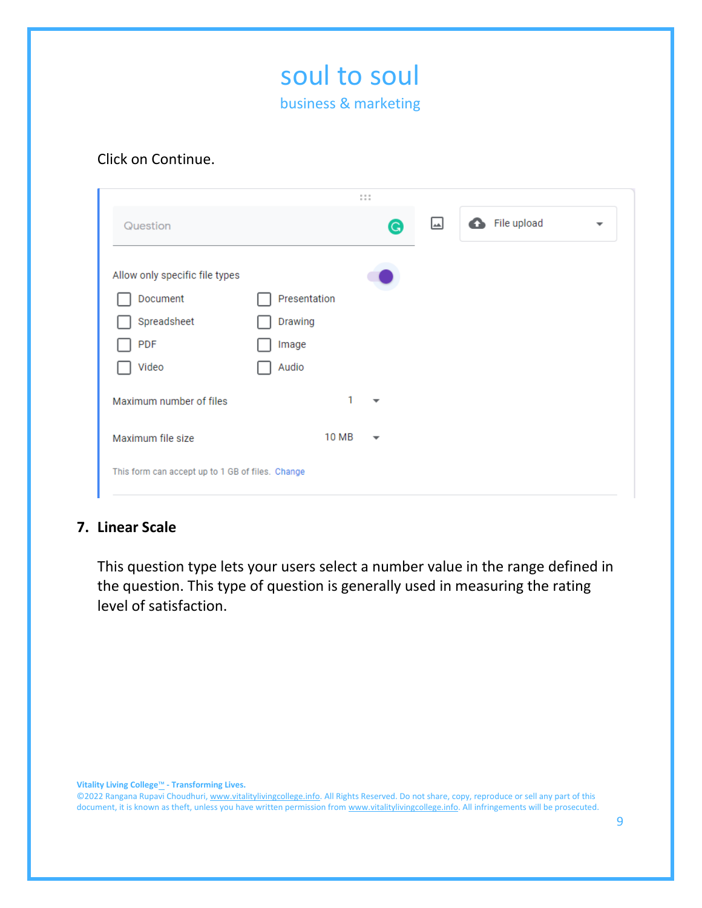Click on Continue.

Question

File upload

Allow only specific file types

- Document
- Presentation
- Spreadsheet
- Drawing
- PDF
- Image
- Video
- Audio

Maximum number of files 1

Maximum file size 10 MB

This form can accept up to 1 GB of files. Change

## 7. Linear Scale

This question type lets your users select a number value in the range defined in the question. This type of question is generally used in measuring the rating level of satisfaction.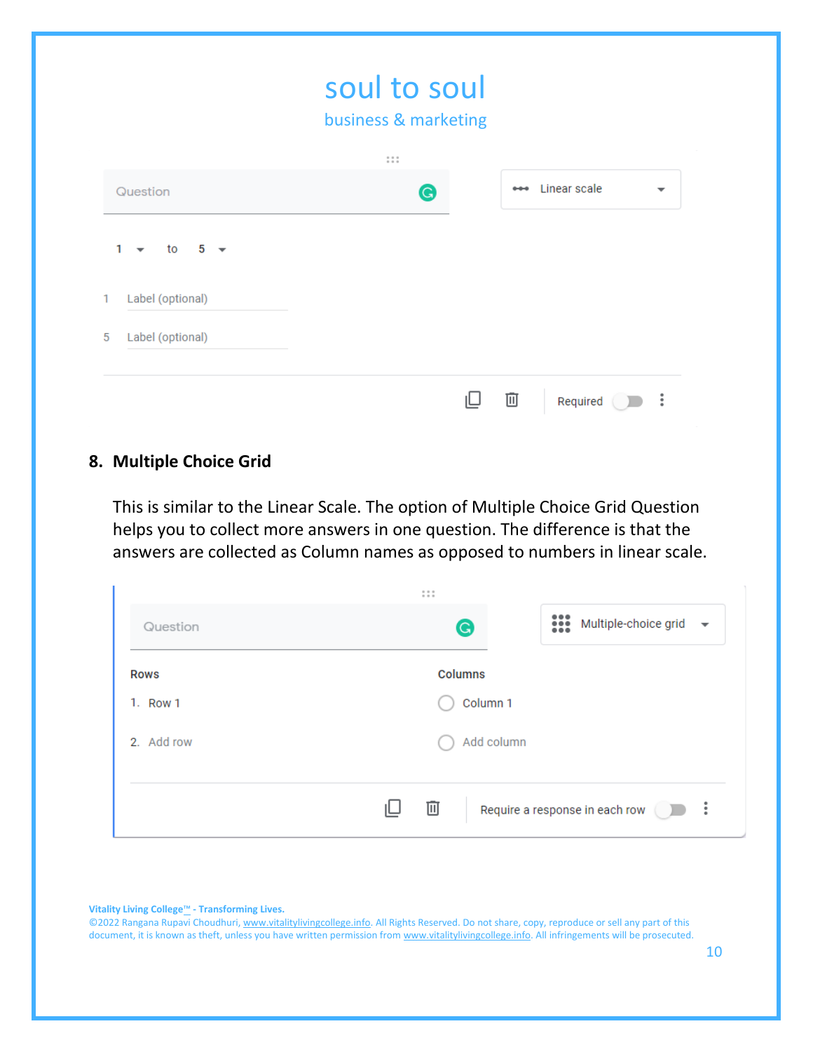## 8. Multiple Choice Grid

This is similar to the Linear Scale. The option of Multiple Choice Grid Question helps you to collect more answers in one question. The difference is that the answers are collected as Column names as opposed to numbers in linear scale.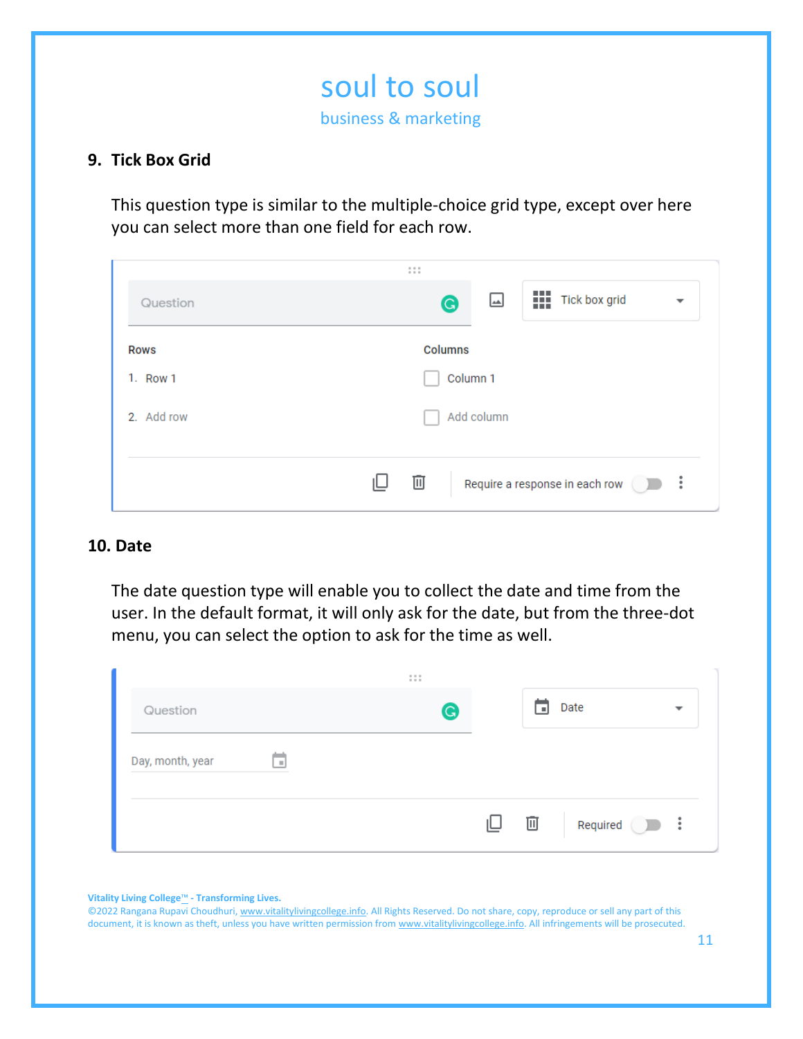## 9. Tick Box Grid

This question type is similar to the multiple-choice grid type, except over here you can select more than one field for each row.

## 10. Date

The date question type will enable you to collect the date and time from the user. In the default format, it will only ask for the date, but from the three-dot menu, you can select the option to ask for the time as well.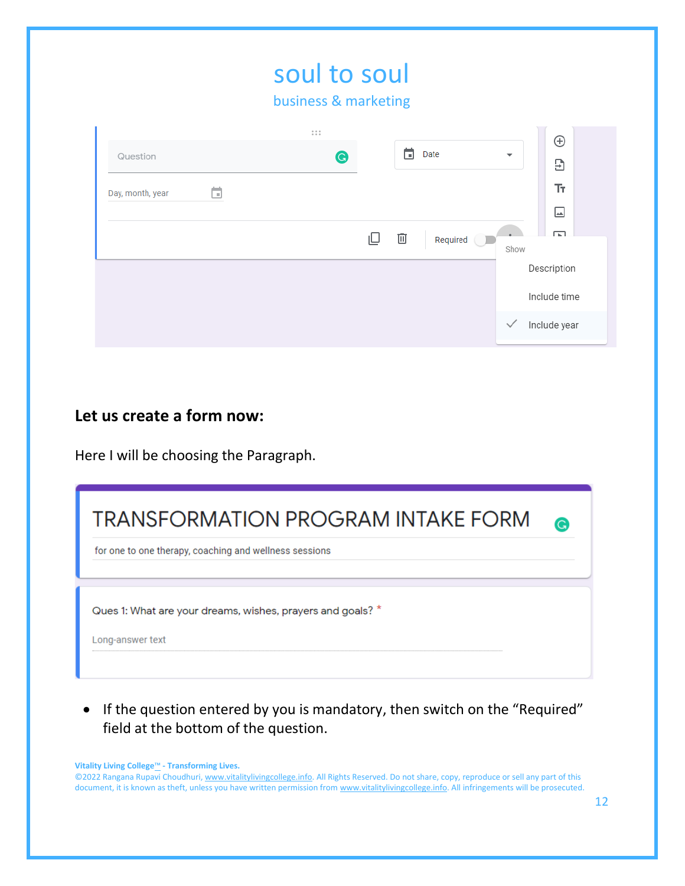## Let us create a form now:

Here I will be choosing the Paragraph.

- If the question entered by you is mandatory, then switch on the "Required" field at the bottom of the question.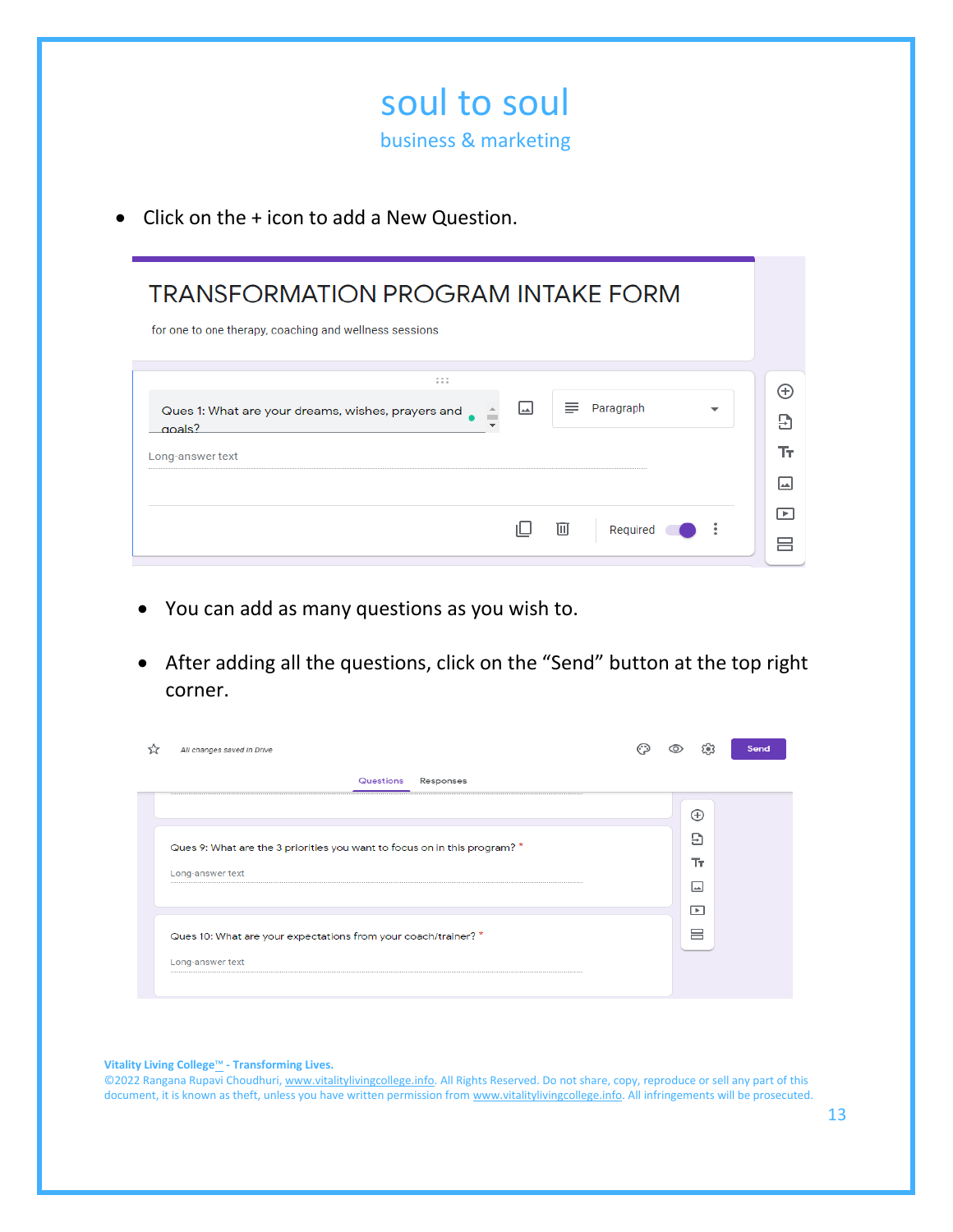- Click on the + icon to add a New Question.

- You can add as many questions as you wish to.
- After adding all the questions, click on the "Send" button at the top right corner.

**Vitality Living College™ - Transforming Lives.**
©2022 Rangana Rupavi Choudhuri, www.vitalitylivingcollege.info. All Rights Reserved. Do not share, copy, reproduce or sell any part of this document, it is known as theft, unless you have written permission from www.vitalitylivingcollege.info. All infringements will be prosecuted.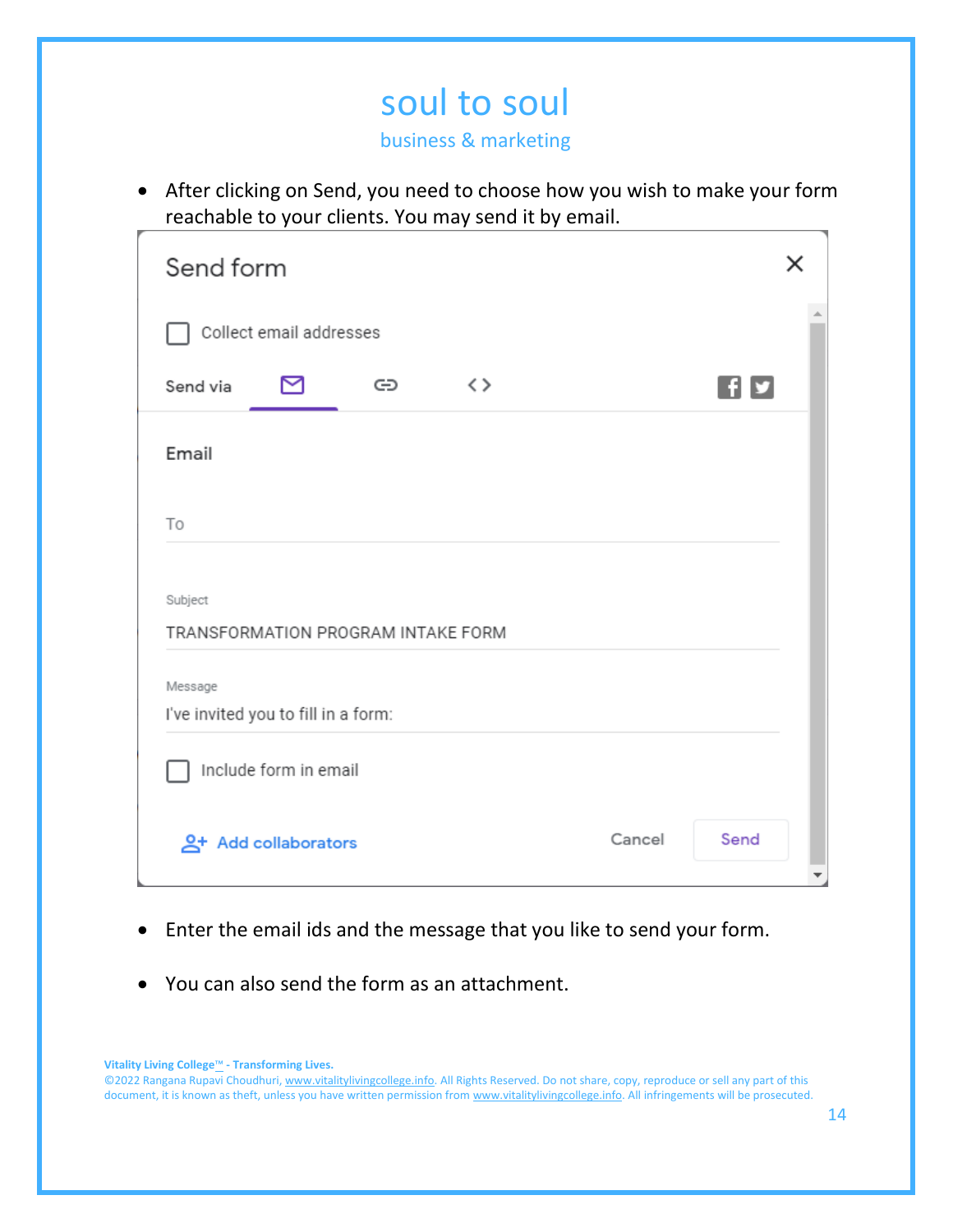- After clicking on Send, you need to choose how you wish to make your form reachable to your clients. You may send it by email.

Send form

☐ Collect email addresses

Send via

Email

To

Subject

TRANSFORMATION PROGRAM INTAKE FORM

Message

I've invited you to fill in a form:

☐ Include form in email

Add collaborators    Cancel    Send

- Enter the email ids and the message that you like to send your form.

- You can also send the form as an attachment.

**Vitality Living College™ - Transforming Lives.**

©2022 Rangana Rupavi Choudhuri, www.vitalitylivingcollege.info. All Rights Reserved. Do not share, copy, reproduce or sell any part of this document, it is known as theft, unless you have written permission from www.vitalitylivingcollege.info. All infringements will be prosecuted.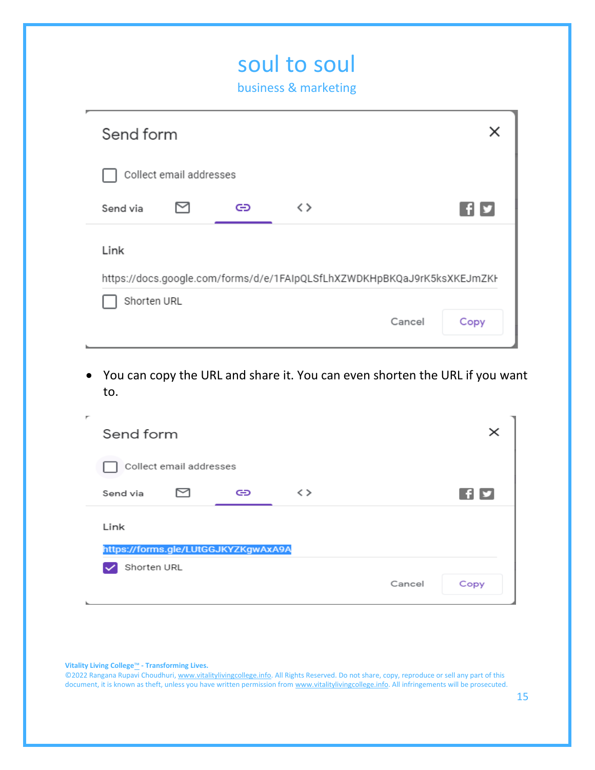Send form

Collect email addresses

Send via

Link

https://docs.google.com/forms/d/e/1FAIpQLSfLhXZWDKHpBKQaJ9rK5ksXKEJmZKI

Shorten URL

Cancel Copy

- You can copy the URL and share it. You can even shorten the URL if you want to.

Send form

Collect email addresses

Send via

Link

https://forms.gle/LUtGGJKYZKgwAxA9A

Shorten URL

Cancel Copy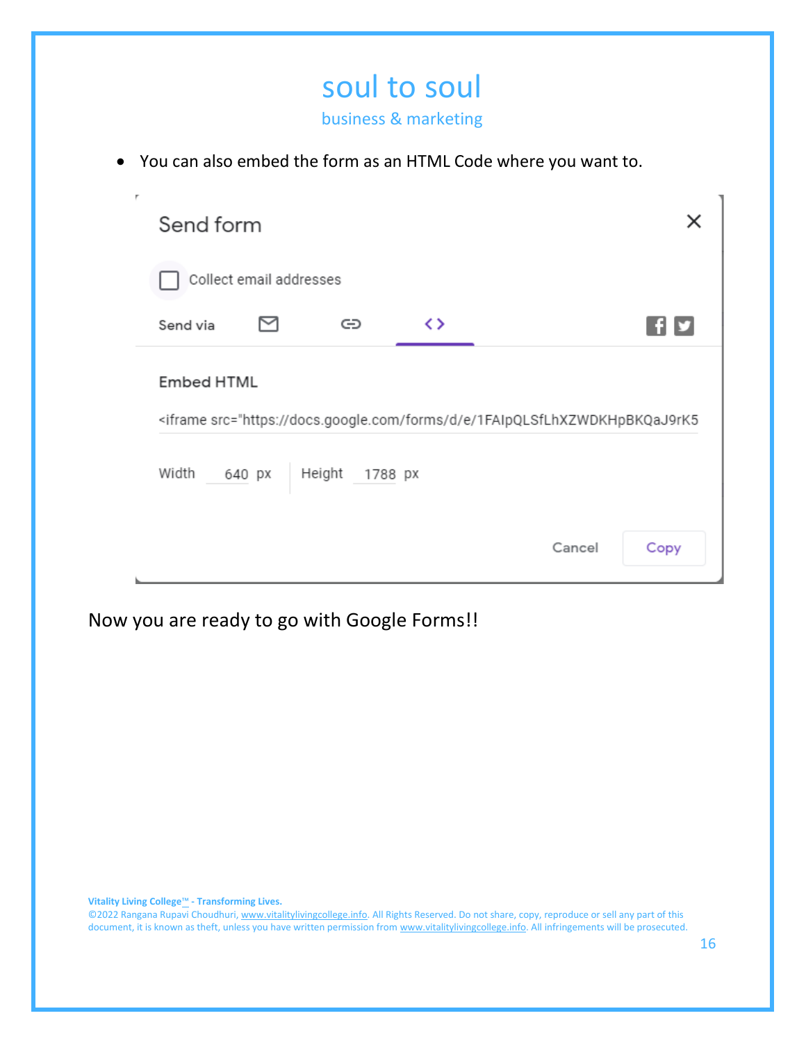- You can also embed the form as an HTML Code where you want to.

Send form

Collect email addresses

Send via

Embed HTML

<iframe src="https://docs.google.com/forms/d/e/1FAIpQLSfLhXZWDKHpBKQaJ9rK5

Width 640 px | Height 1788 px

Cancel Copy

Now you are ready to go with Google Forms!!